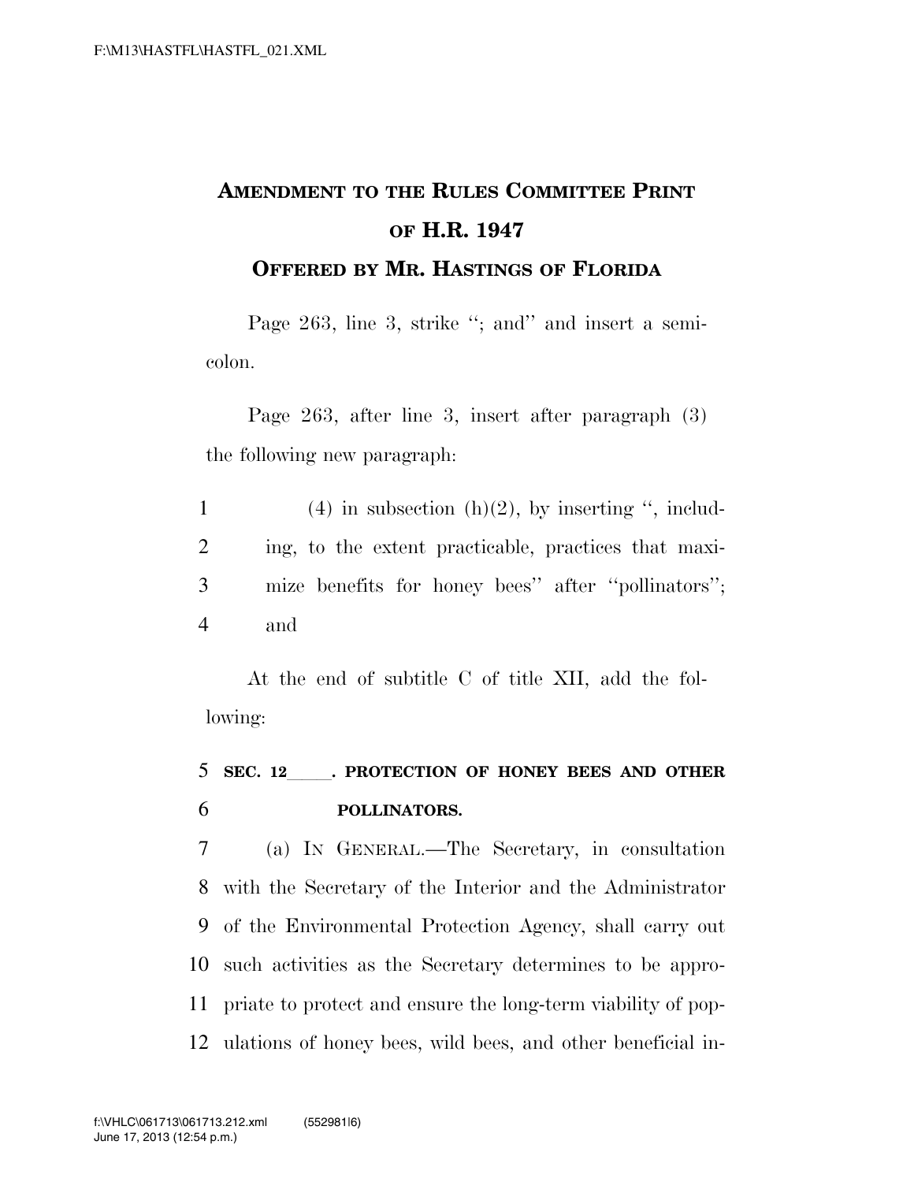# AMENDMENT TO THE RULES COMMITTEE PRINT OF H.R. 1947

## OFFERED BY MR. HASTINGS OF FLORIDA

Page 263, line 3, strike "; and" and insert a semicolon.

Page 263, after line 3, insert after paragraph (3) the following new paragraph:

(4) in subsection (h)(2), by inserting ", including, to the extent practicable, practices that maximize benefits for honey bees" after "pollinators"; and

At the end of subtitle C of title XII, add the following:

**SEC. 12\_\_\_\_\_. PROTECTION OF HONEY BEES AND OTHER POLLINATORS.**

(a) IN GENERAL.—The Secretary, in consultation with the Secretary of the Interior and the Administrator of the Environmental Protection Agency, shall carry out such activities as the Secretary determines to be appropriate to protect and ensure the long-term viability of populations of honey bees, wild bees, and other beneficial in-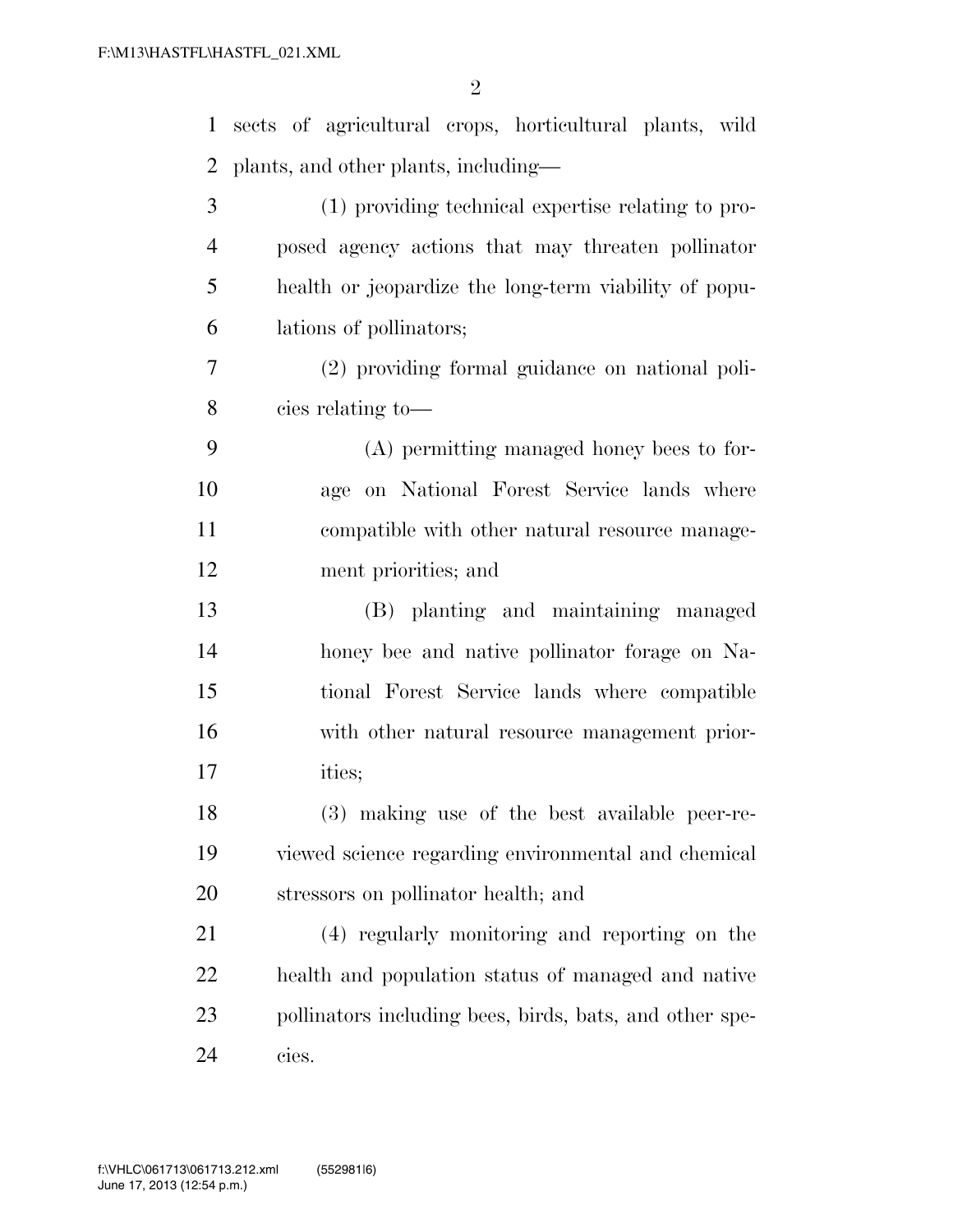sects of agricultural crops, horticultural plants, wild plants, and other plants, including—

(1) providing technical expertise relating to proposed agency actions that may threaten pollinator health or jeopardize the long-term viability of populations of pollinators;

(2) providing formal guidance on national policies relating to—

(A) permitting managed honey bees to forage on National Forest Service lands where compatible with other natural resource management priorities; and

(B) planting and maintaining managed honey bee and native pollinator forage on National Forest Service lands where compatible with other natural resource management priorities;

(3) making use of the best available peer-reviewed science regarding environmental and chemical stressors on pollinator health; and

(4) regularly monitoring and reporting on the health and population status of managed and native pollinators including bees, birds, bats, and other species.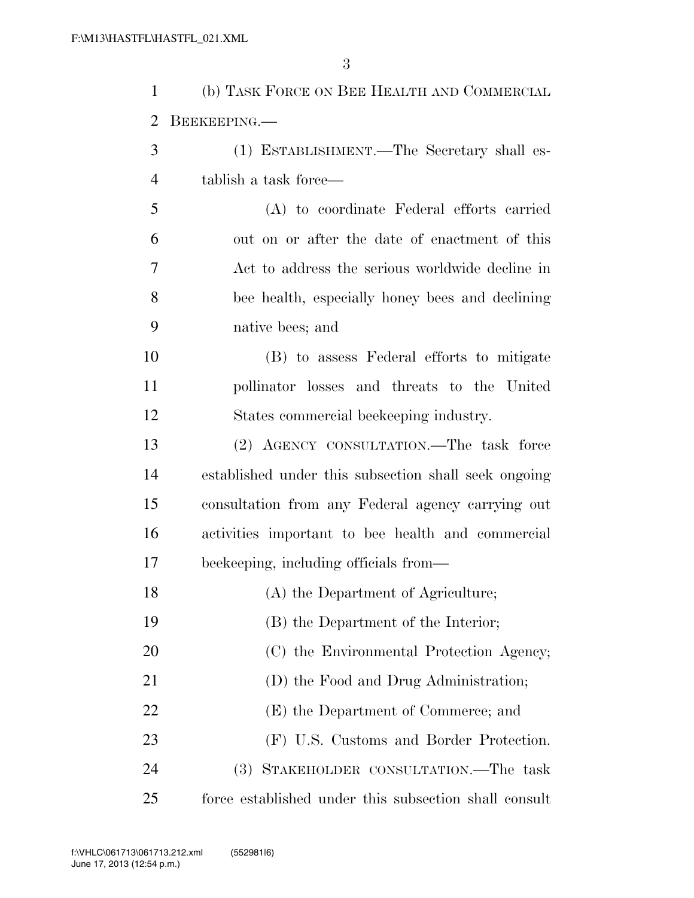(b) TASK FORCE ON BEE HEALTH AND COMMERCIAL BEEKEEPING.—

(1) ESTABLISHMENT.—The Secretary shall establish a task force—

(A) to coordinate Federal efforts carried out on or after the date of enactment of this Act to address the serious worldwide decline in bee health, especially honey bees and declining native bees; and

(B) to assess Federal efforts to mitigate pollinator losses and threats to the United States commercial beekeeping industry.

(2) AGENCY CONSULTATION.—The task force established under this subsection shall seek ongoing consultation from any Federal agency carrying out activities important to bee health and commercial beekeeping, including officials from—

(A) the Department of Agriculture;

(B) the Department of the Interior;

(C) the Environmental Protection Agency;

(D) the Food and Drug Administration;

(E) the Department of Commerce; and

(F) U.S. Customs and Border Protection.

(3) STAKEHOLDER CONSULTATION.—The task force established under this subsection shall consult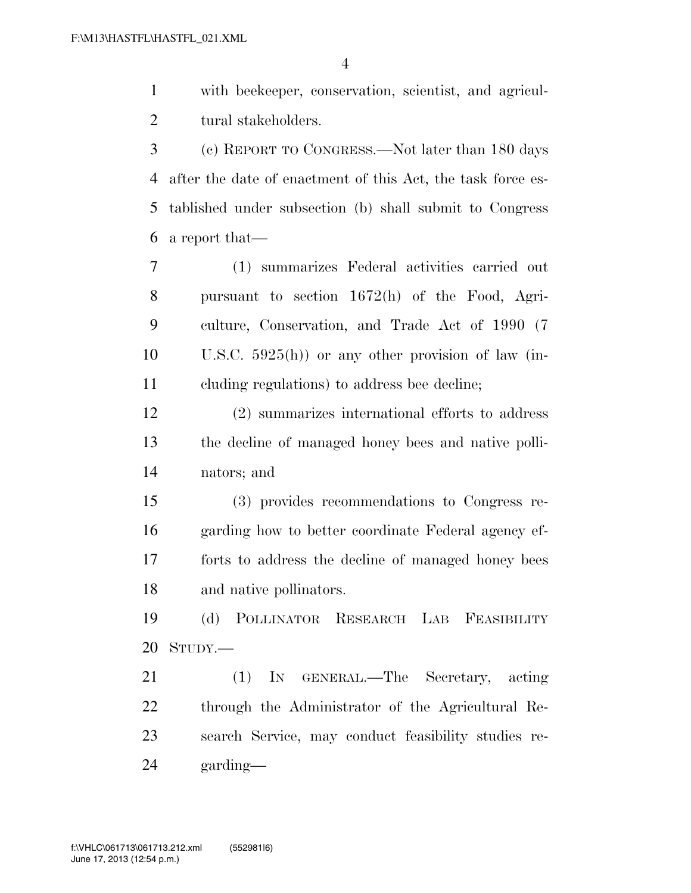with beekeeper, conservation, scientist, and agricultural stakeholders.

(c) REPORT TO CONGRESS.—Not later than 180 days after the date of enactment of this Act, the task force established under subsection (b) shall submit to Congress a report that—

(1) summarizes Federal activities carried out pursuant to section 1672(h) of the Food, Agriculture, Conservation, and Trade Act of 1990 (7 U.S.C. 5925(h)) or any other provision of law (including regulations) to address bee decline;

(2) summarizes international efforts to address the decline of managed honey bees and native pollinators; and

(3) provides recommendations to Congress regarding how to better coordinate Federal agency efforts to address the decline of managed honey bees and native pollinators.

(d) POLLINATOR RESEARCH LAB FEASIBILITY STUDY.—

(1) IN GENERAL.—The Secretary, acting through the Administrator of the Agricultural Research Service, may conduct feasibility studies regarding—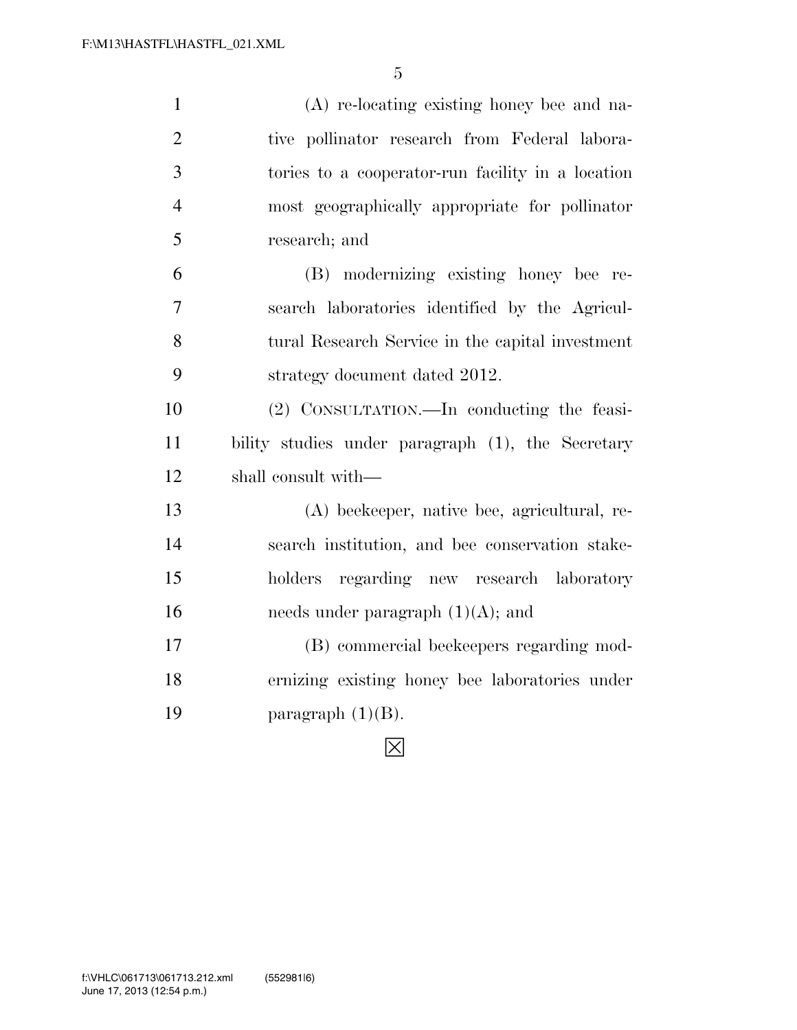(A) re-locating existing honey bee and native pollinator research from Federal laboratories to a cooperator-run facility in a location most geographically appropriate for pollinator research; and

(B) modernizing existing honey bee research laboratories identified by the Agricultural Research Service in the capital investment strategy document dated 2012.

(2) CONSULTATION.—In conducting the feasibility studies under paragraph (1), the Secretary shall consult with—

(A) beekeeper, native bee, agricultural, research institution, and bee conservation stakeholders regarding new research laboratory needs under paragraph (1)(A); and

(B) commercial beekeepers regarding modernizing existing honey bee laboratories under paragraph (1)(B).

☒